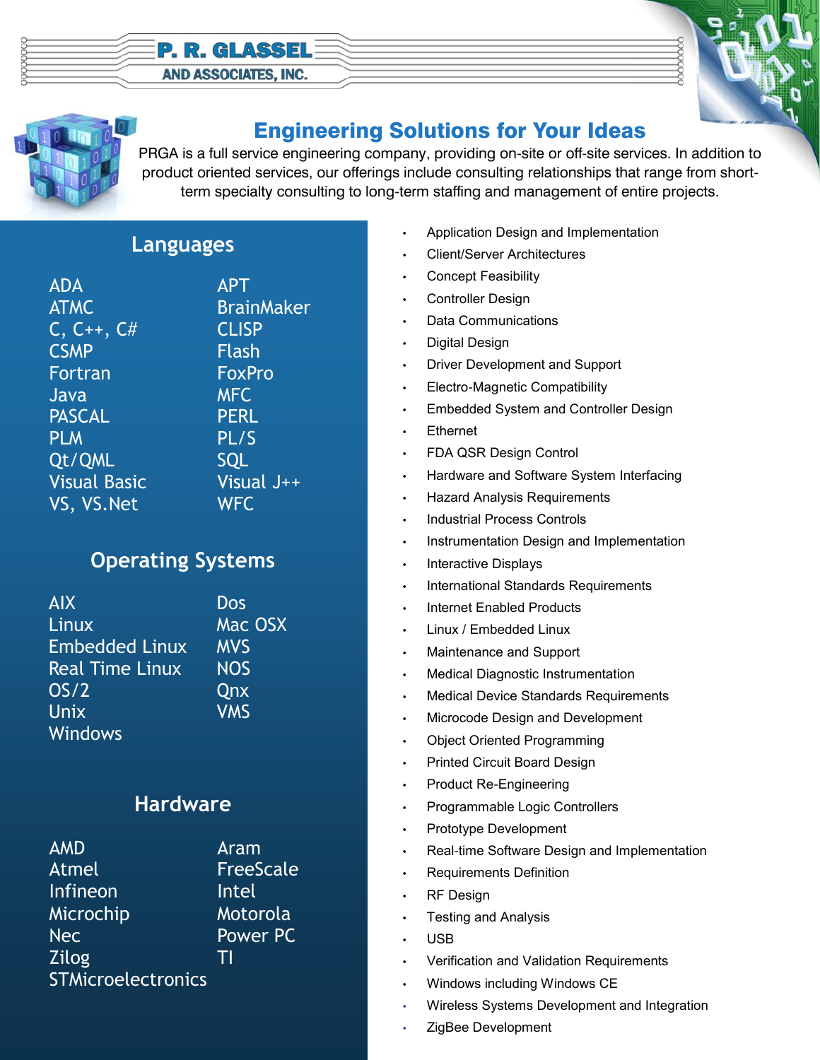# P. R. GLASSEL AND ASSOCIATES, INC.

## Engineering Solutions for Your Ideas

PRGA is a full service engineering company, providing on-site or off-site services. In addition to product oriented services, our offerings include consulting relationships that range from short-term specialty consulting to long-term staffing and management of entire projects.

### Languages

| | |
|---|---|
| ADA | APT |
| ATMC | BrainMaker |
| C, C++, C# | CLISP |
| CSMP | Flash |
| Fortran | FoxPro |
| Java | MFC |
| PASCAL | PERL |
| PLM | PL/S |
| Qt/QML | SQL |
| Visual Basic | Visual J++ |
| VS, VS.Net | WFC |

### Operating Systems

| | |
|---|---|
| AIX | Dos |
| Linux | Mac OSX |
| Embedded Linux | MVS |
| Real Time Linux | NOS |
| OS/2 | Qnx |
| Unix | VMS |
| Windows | |

### Hardware

| | |
|---|---|
| AMD | Aram |
| Atmel | FreeScale |
| Infineon | Intel |
| Microchip | Motorola |
| Nec | Power PC |
| Zilog | TI |
| STMicroelectronics | |

- Application Design and Implementation
- Client/Server Architectures
- Concept Feasibility
- Controller Design
- Data Communications
- Digital Design
- Driver Development and Support
- Electro-Magnetic Compatibility
- Embedded System and Controller Design
- Ethernet
- FDA QSR Design Control
- Hardware and Software System Interfacing
- Hazard Analysis Requirements
- Industrial Process Controls
- Instrumentation Design and Implementation
- Interactive Displays
- International Standards Requirements
- Internet Enabled Products
- Linux / Embedded Linux
- Maintenance and Support
- Medical Diagnostic Instrumentation
- Medical Device Standards Requirements
- Microcode Design and Development
- Object Oriented Programming
- Printed Circuit Board Design
- Product Re-Engineering
- Programmable Logic Controllers
- Prototype Development
- Real-time Software Design and Implementation
- Requirements Definition
- RF Design
- Testing and Analysis
- USB
- Verification and Validation Requirements
- Windows including Windows CE
- Wireless Systems Development and Integration
- ZigBee Development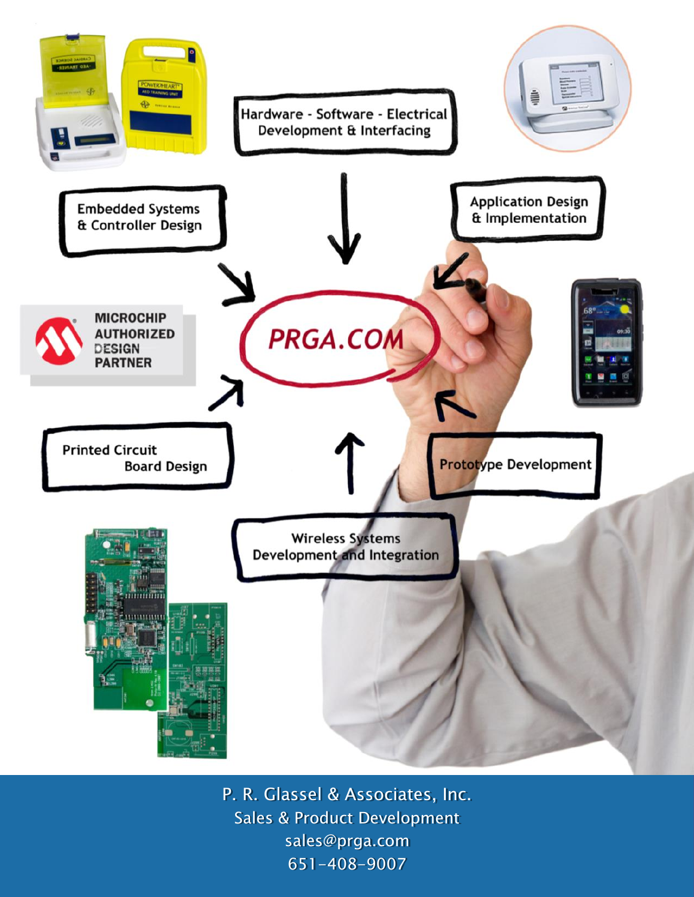Hardware - Software - Electrical Development & Interfacing

Embedded Systems & Controller Design

Application Design & Implementation

MICROCHIP AUTHORIZED DESIGN PARTNER

PRGA.COM

Printed Circuit Board Design

Prototype Development

Wireless Systems Development and Integration

P. R. Glassel & Associates, Inc.
Sales & Product Development
sales@prga.com
651-408-9007